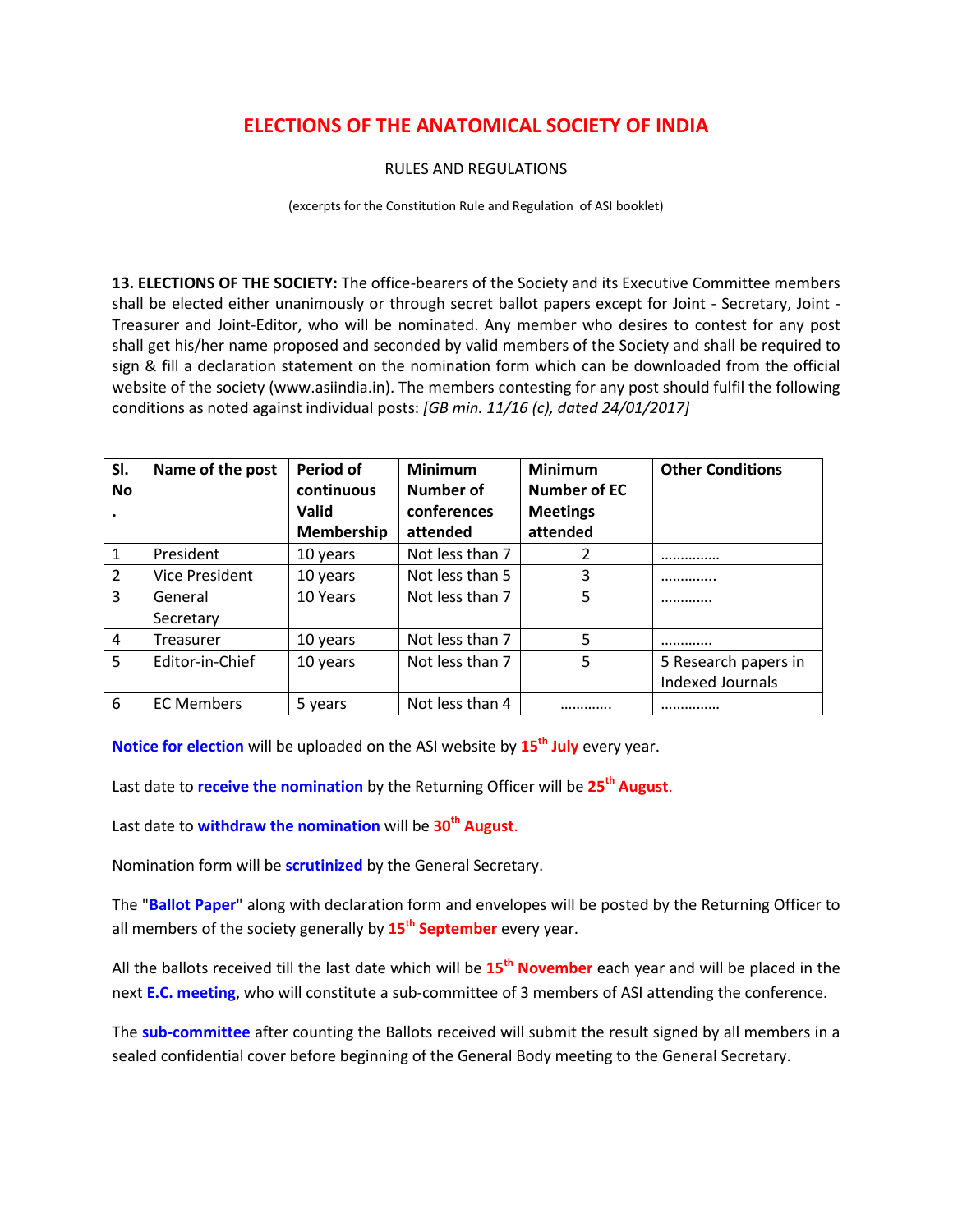# ELECTIONS OF THE ANATOMICAL SOCIETY OF INDIA

RULES AND REGULATIONS

(excerpts for the Constitution Rule and Regulation of ASI booklet)

**13. ELECTIONS OF THE SOCIETY:** The office-bearers of the Society and its Executive Committee members shall be elected either unanimously or through secret ballot papers except for Joint - Secretary, Joint - Treasurer and Joint-Editor, who will be nominated. Any member who desires to contest for any post shall get his/her name proposed and seconded by valid members of the Society and shall be required to sign & fill a declaration statement on the nomination form which can be downloaded from the official website of the society (www.asiindia.in). The members contesting for any post should fulfil the following conditions as noted against individual posts: *[GB min. 11/16 (c), dated 24/01/2017]*

| Sl. No. | Name of the post | Period of continuous Valid Membership | Minimum Number of conferences attended | Minimum Number of EC Meetings attended | Other Conditions |
|---|---|---|---|---|---|
| 1 | President | 10 years | Not less than 7 | 2 | ………….. |
| 2 | Vice President | 10 years | Not less than 5 | 3 | …………. |
| 3 | General Secretary | 10 Years | Not less than 7 | 5 | ………… |
| 4 | Treasurer | 10 years | Not less than 7 | 5 | ………… |
| 5 | Editor-in-Chief | 10 years | Not less than 7 | 5 | 5 Research papers in Indexed Journals |
| 6 | EC Members | 5 years | Not less than 4 | ………… | ………….. |

**Notice for election** will be uploaded on the ASI website by **15th July** every year.

Last date to **receive the nomination** by the Returning Officer will be **25th August**.

Last date to **withdraw the nomination** will be **30th August**.

Nomination form will be **scrutinized** by the General Secretary.

The "**Ballot Paper**" along with declaration form and envelopes will be posted by the Returning Officer to all members of the society generally by **15th September** every year.

All the ballots received till the last date which will be **15th November** each year and will be placed in the next **E.C. meeting**, who will constitute a sub-committee of 3 members of ASI attending the conference.

The **sub-committee** after counting the Ballots received will submit the result signed by all members in a sealed confidential cover before beginning of the General Body meeting to the General Secretary.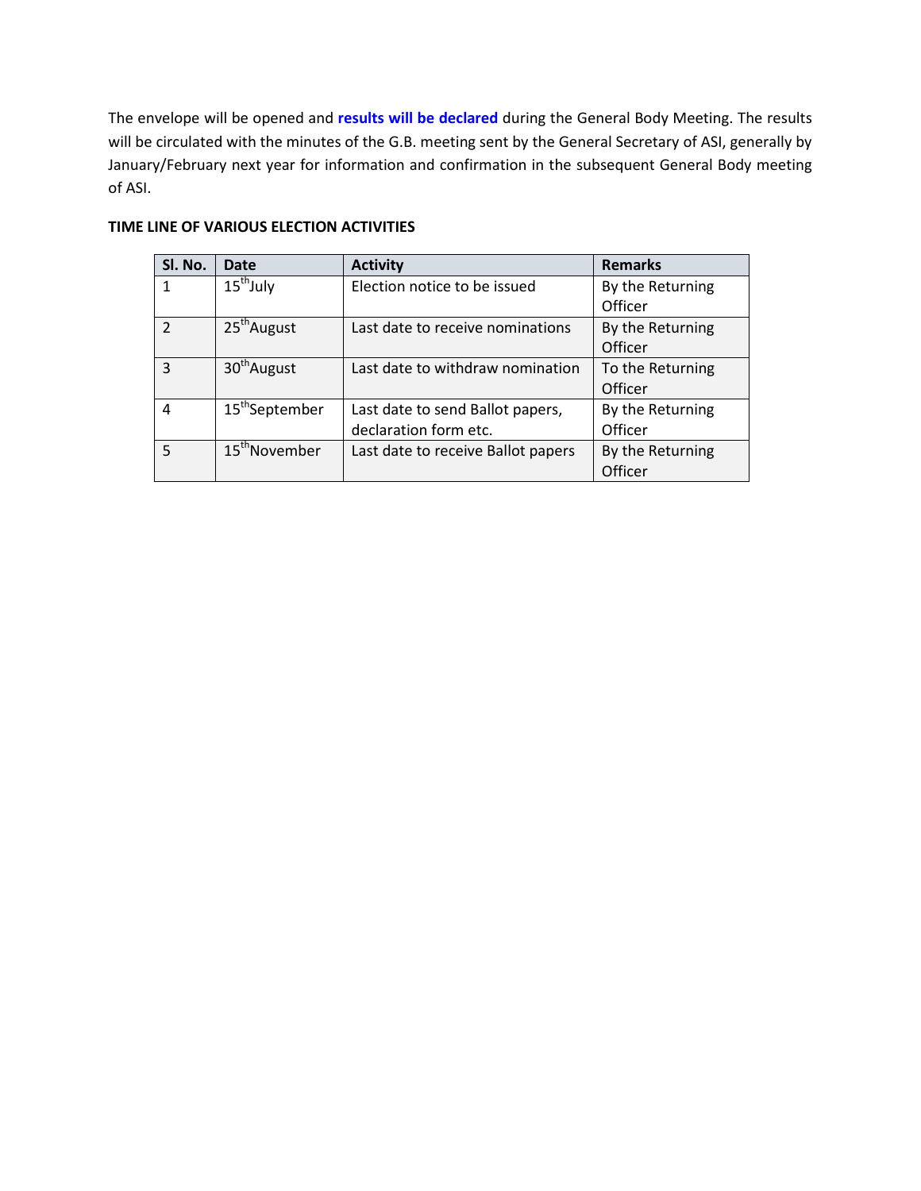The envelope will be opened and **results will be declared** during the General Body Meeting. The results will be circulated with the minutes of the G.B. meeting sent by the General Secretary of ASI, generally by January/February next year for information and confirmation in the subsequent General Body meeting of ASI.

**TIME LINE OF VARIOUS ELECTION ACTIVITIES**

| Sl. No. | Date | Activity | Remarks |
|---|---|---|---|
| 1 | 15th July | Election notice to be issued | By the Returning Officer |
| 2 | 25th August | Last date to receive nominations | By the Returning Officer |
| 3 | 30th August | Last date to withdraw nomination | To the Returning Officer |
| 4 | 15th September | Last date to send Ballot papers, declaration form etc. | By the Returning Officer |
| 5 | 15th November | Last date to receive Ballot papers | By the Returning Officer |